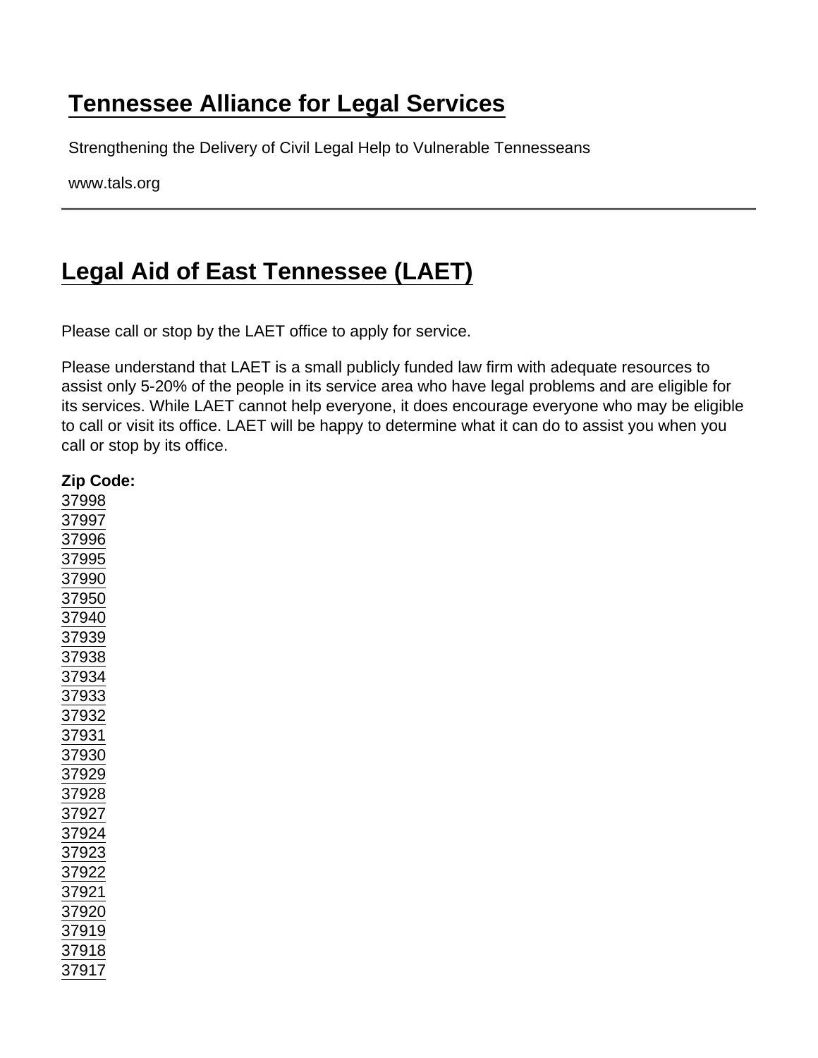# Tennessee Alliance for Legal Services

Strengthening the Delivery of Civil Legal Help to Vulnerable Tennesseans

www.tals.org

## Legal Aid of East Tennessee (LAET)

Please call or stop by the LAET office to apply for service.

Please understand that LAET is a small publicly funded law firm with adequate resources to assist only 5-20% of the people in its service area who have legal problems and are eligible for its services. While LAET cannot help everyone, it does encourage everyone who may be eligible to call or visit its office. LAET will be happy to determine what it can do to assist you when you call or stop by its office.

**Zip Code:**
37998
37997
37996
37995
37990
37950
37940
37939
37938
37934
37933
37932
37931
37930
37929
37928
37927
37924
37923
37922
37921
37920
37919
37918
37917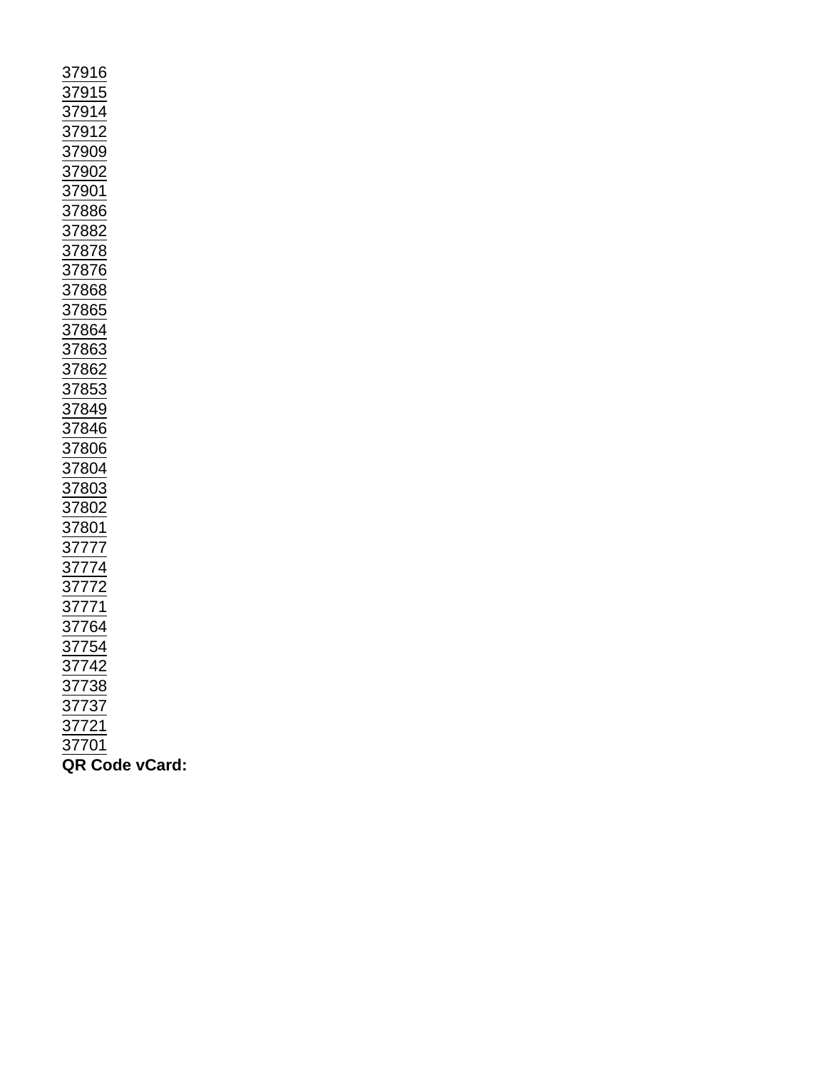37916
37915
37914
37912
37909
37902
37901
37886
37882
37878
37876
37868
37865
37864
37863
37862
37853
37849
37846
37806
37804
37803
37802
37801
37777
37774
37772
37771
37764
37754
37742
37738
37737
37721
37701

**QR Code vCard:**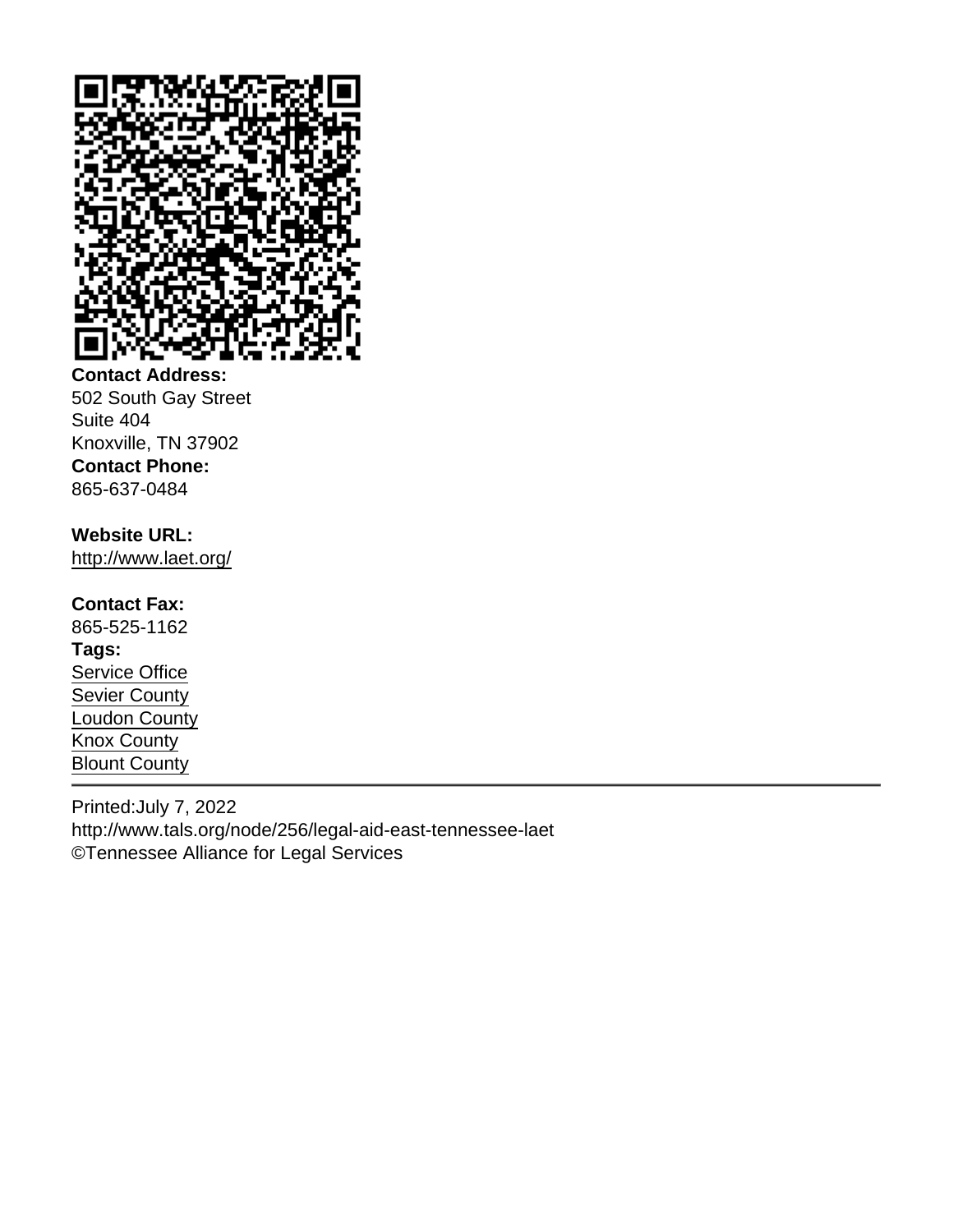**Contact Address:**
502 South Gay Street
Suite 404
Knoxville, TN 37902

**Contact Phone:**
865-637-0484

**Website URL:**
http://www.laet.org/

**Contact Fax:**
865-525-1162

**Tags:**
Service Office
Sevier County
Loudon County
Knox County
Blount County

---

Printed:July 7, 2022
http://www.tals.org/node/256/legal-aid-east-tennessee-laet
©Tennessee Alliance for Legal Services